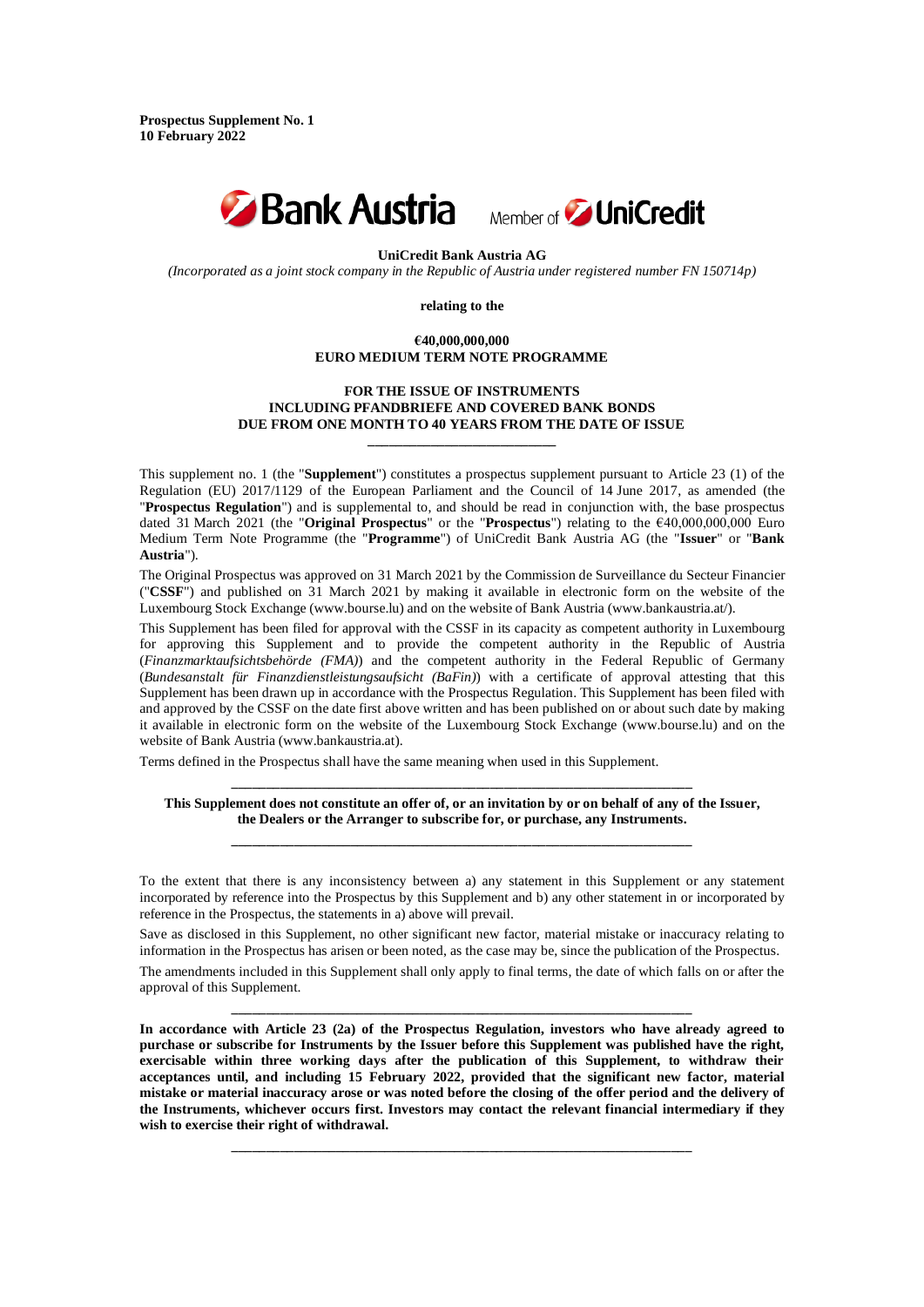**Prospectus Supplement No. 1**
**10 February 2022**

**UniCredit Bank Austria AG**

*(Incorporated as a joint stock company in the Republic of Austria under registered number FN 150714p)*

**relating to the**

**€40,000,000,000**
**EURO MEDIUM TERM NOTE PROGRAMME**

**FOR THE ISSUE OF INSTRUMENTS**
**INCLUDING PFANDBRIEFE AND COVERED BANK BONDS**
**DUE FROM ONE MONTH TO 40 YEARS FROM THE DATE OF ISSUE**

---

This supplement no. 1 (the "**Supplement**") constitutes a prospectus supplement pursuant to Article 23 (1) of the Regulation (EU) 2017/1129 of the European Parliament and the Council of 14 June 2017, as amended (the "**Prospectus Regulation**") and is supplemental to, and should be read in conjunction with, the base prospectus dated 31 March 2021 (the "**Original Prospectus**" or the "**Prospectus**") relating to the €40,000,000,000 Euro Medium Term Note Programme (the "**Programme**") of UniCredit Bank Austria AG (the "**Issuer**" or "**Bank Austria**").

The Original Prospectus was approved on 31 March 2021 by the Commission de Surveillance du Secteur Financier ("**CSSF**") and published on 31 March 2021 by making it available in electronic form on the website of the Luxembourg Stock Exchange (www.bourse.lu) and on the website of Bank Austria (www.bankaustria.at/).

This Supplement has been filed for approval with the CSSF in its capacity as competent authority in Luxembourg for approving this Supplement and to provide the competent authority in the Republic of Austria (*Finanzmarktaufsichtsbehörde (FMA)*) and the competent authority in the Federal Republic of Germany (*Bundesanstalt für Finanzdienstleistungsaufsicht (BaFin)*) with a certificate of approval attesting that this Supplement has been drawn up in accordance with the Prospectus Regulation. This Supplement has been filed with and approved by the CSSF on the date first above written and has been published on or about such date by making it available in electronic form on the website of the Luxembourg Stock Exchange (www.bourse.lu) and on the website of Bank Austria (www.bankaustria.at).

Terms defined in the Prospectus shall have the same meaning when used in this Supplement.

---

**This Supplement does not constitute an offer of, or an invitation by or on behalf of any of the Issuer, the Dealers or the Arranger to subscribe for, or purchase, any Instruments.**

---

To the extent that there is any inconsistency between a) any statement in this Supplement or any statement incorporated by reference into the Prospectus by this Supplement and b) any other statement in or incorporated by reference in the Prospectus, the statements in a) above will prevail.

Save as disclosed in this Supplement, no other significant new factor, material mistake or inaccuracy relating to information in the Prospectus has arisen or been noted, as the case may be, since the publication of the Prospectus.

The amendments included in this Supplement shall only apply to final terms, the date of which falls on or after the approval of this Supplement.

---

**In accordance with Article 23 (2a) of the Prospectus Regulation, investors who have already agreed to purchase or subscribe for Instruments by the Issuer before this Supplement was published have the right, exercisable within three working days after the publication of this Supplement, to withdraw their acceptances until, and including 15 February 2022, provided that the significant new factor, material mistake or material inaccuracy arose or was noted before the closing of the offer period and the delivery of the Instruments, whichever occurs first. Investors may contact the relevant financial intermediary if they wish to exercise their right of withdrawal.**

---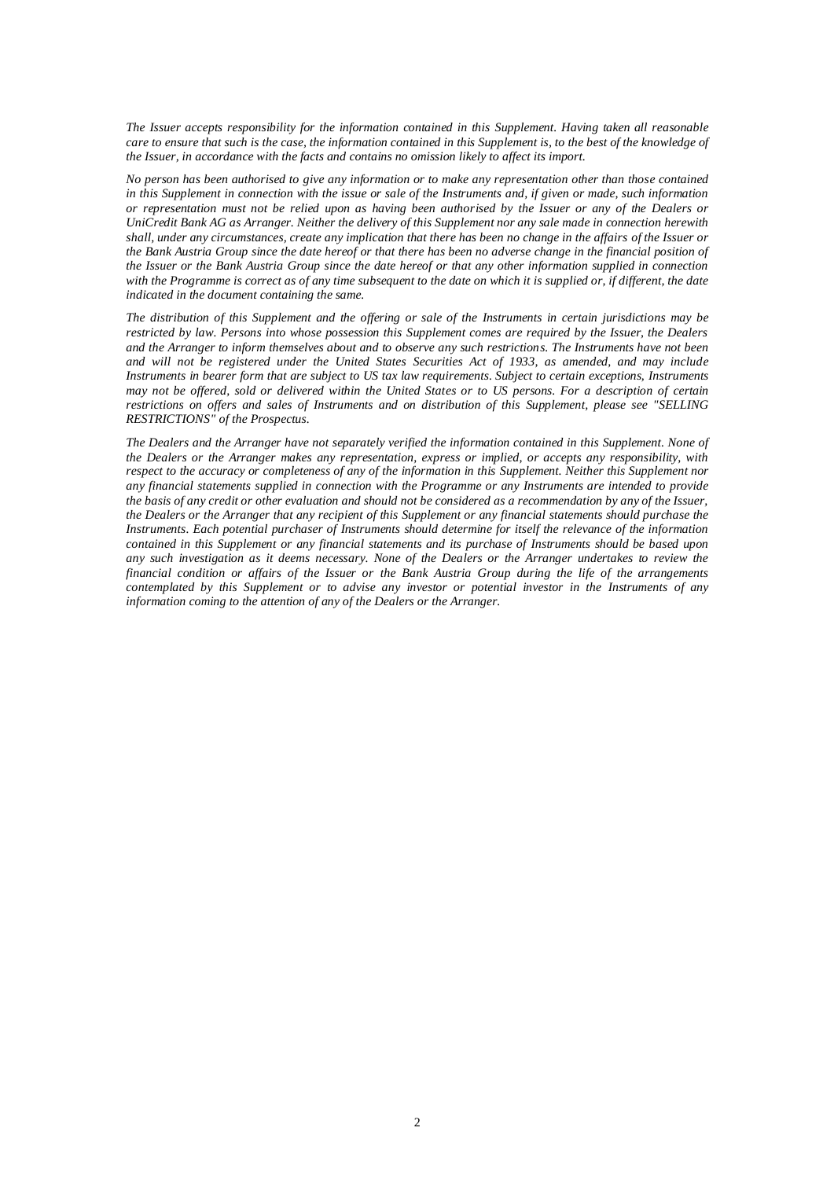*The Issuer accepts responsibility for the information contained in this Supplement. Having taken all reasonable care to ensure that such is the case, the information contained in this Supplement is, to the best of the knowledge of the Issuer, in accordance with the facts and contains no omission likely to affect its import.*

*No person has been authorised to give any information or to make any representation other than those contained in this Supplement in connection with the issue or sale of the Instruments and, if given or made, such information or representation must not be relied upon as having been authorised by the Issuer or any of the Dealers or UniCredit Bank AG as Arranger. Neither the delivery of this Supplement nor any sale made in connection herewith shall, under any circumstances, create any implication that there has been no change in the affairs of the Issuer or the Bank Austria Group since the date hereof or that there has been no adverse change in the financial position of the Issuer or the Bank Austria Group since the date hereof or that any other information supplied in connection with the Programme is correct as of any time subsequent to the date on which it is supplied or, if different, the date indicated in the document containing the same.*

*The distribution of this Supplement and the offering or sale of the Instruments in certain jurisdictions may be restricted by law. Persons into whose possession this Supplement comes are required by the Issuer, the Dealers and the Arranger to inform themselves about and to observe any such restrictions. The Instruments have not been and will not be registered under the United States Securities Act of 1933, as amended, and may include Instruments in bearer form that are subject to US tax law requirements. Subject to certain exceptions, Instruments may not be offered, sold or delivered within the United States or to US persons. For a description of certain restrictions on offers and sales of Instruments and on distribution of this Supplement, please see "SELLING RESTRICTIONS" of the Prospectus.*

*The Dealers and the Arranger have not separately verified the information contained in this Supplement. None of the Dealers or the Arranger makes any representation, express or implied, or accepts any responsibility, with respect to the accuracy or completeness of any of the information in this Supplement. Neither this Supplement nor any financial statements supplied in connection with the Programme or any Instruments are intended to provide the basis of any credit or other evaluation and should not be considered as a recommendation by any of the Issuer, the Dealers or the Arranger that any recipient of this Supplement or any financial statements should purchase the Instruments. Each potential purchaser of Instruments should determine for itself the relevance of the information contained in this Supplement or any financial statements and its purchase of Instruments should be based upon any such investigation as it deems necessary. None of the Dealers or the Arranger undertakes to review the financial condition or affairs of the Issuer or the Bank Austria Group during the life of the arrangements contemplated by this Supplement or to advise any investor or potential investor in the Instruments of any information coming to the attention of any of the Dealers or the Arranger.*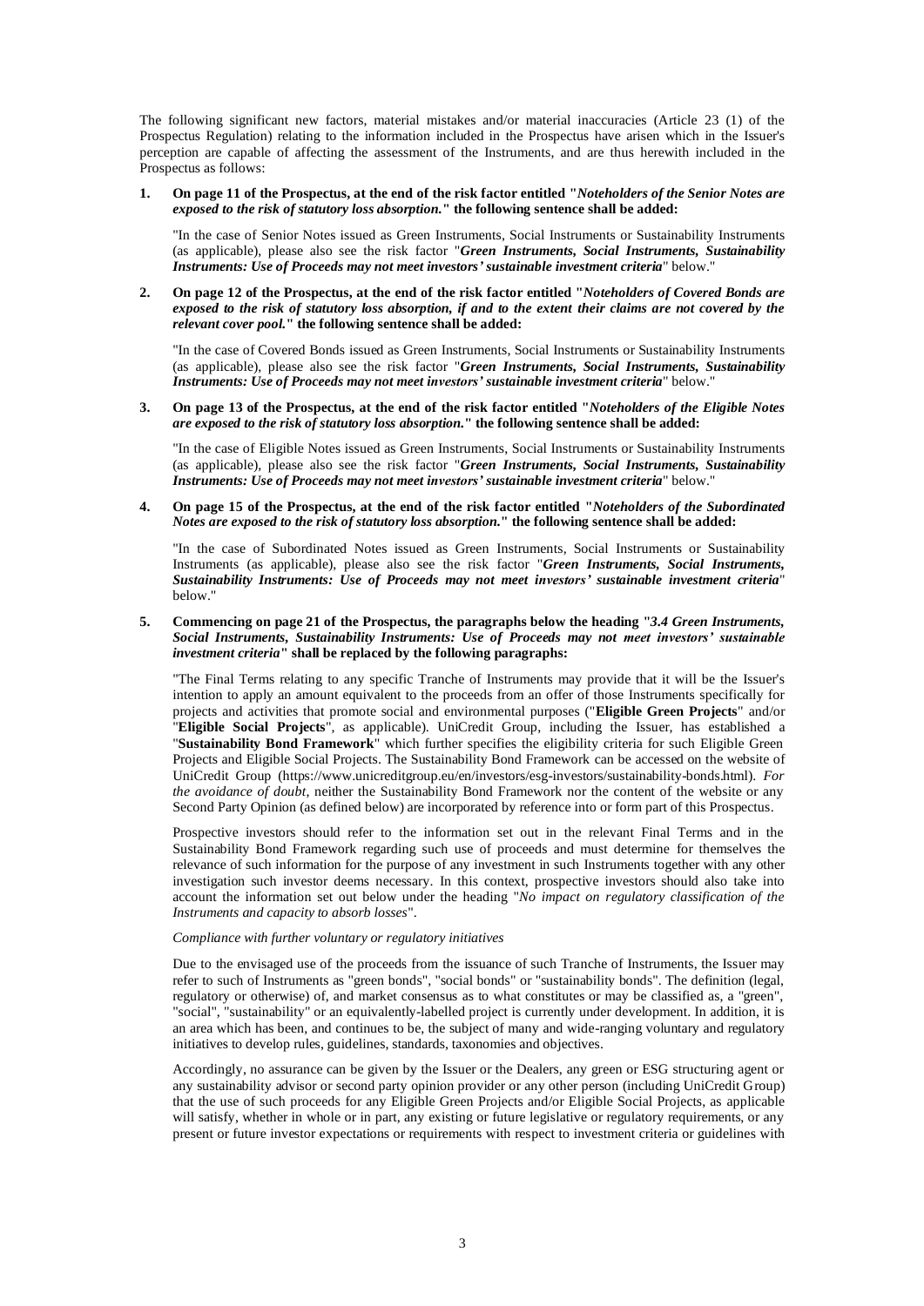The following significant new factors, material mistakes and/or material inaccuracies (Article 23 (1) of the Prospectus Regulation) relating to the information included in the Prospectus have arisen which in the Issuer's perception are capable of affecting the assessment of the Instruments, and are thus herewith included in the Prospectus as follows:

**1. On page 11 of the Prospectus, at the end of the risk factor entitled "*Noteholders of the Senior Notes are exposed to the risk of statutory loss absorption.*" the following sentence shall be added:**

"In the case of Senior Notes issued as Green Instruments, Social Instruments or Sustainability Instruments (as applicable), please also see the risk factor "***Green Instruments, Social Instruments, Sustainability Instruments: Use of Proceeds may not meet investors' sustainable investment criteria***" below."

**2. On page 12 of the Prospectus, at the end of the risk factor entitled "*Noteholders of Covered Bonds are exposed to the risk of statutory loss absorption, if and to the extent their claims are not covered by the relevant cover pool.*" the following sentence shall be added:**

"In the case of Covered Bonds issued as Green Instruments, Social Instruments or Sustainability Instruments (as applicable), please also see the risk factor "***Green Instruments, Social Instruments, Sustainability Instruments: Use of Proceeds may not meet investors' sustainable investment criteria***" below."

**3. On page 13 of the Prospectus, at the end of the risk factor entitled "*Noteholders of the Eligible Notes are exposed to the risk of statutory loss absorption.*" the following sentence shall be added:**

"In the case of Eligible Notes issued as Green Instruments, Social Instruments or Sustainability Instruments (as applicable), please also see the risk factor "***Green Instruments, Social Instruments, Sustainability Instruments: Use of Proceeds may not meet investors' sustainable investment criteria***" below."

**4. On page 15 of the Prospectus, at the end of the risk factor entitled "*Noteholders of the Subordinated Notes are exposed to the risk of statutory loss absorption.*" the following sentence shall be added:**

"In the case of Subordinated Notes issued as Green Instruments, Social Instruments or Sustainability Instruments (as applicable), please also see the risk factor "***Green Instruments, Social Instruments, Sustainability Instruments: Use of Proceeds may not meet investors' sustainable investment criteria***" below."

**5. Commencing on page 21 of the Prospectus, the paragraphs below the heading "*3.4 Green Instruments, Social Instruments, Sustainability Instruments: Use of Proceeds may not meet investors' sustainable investment criteria*" shall be replaced by the following paragraphs:**

"The Final Terms relating to any specific Tranche of Instruments may provide that it will be the Issuer's intention to apply an amount equivalent to the proceeds from an offer of those Instruments specifically for projects and activities that promote social and environmental purposes ("**Eligible Green Projects**" and/or "**Eligible Social Projects**", as applicable). UniCredit Group, including the Issuer, has established a "**Sustainability Bond Framework**" which further specifies the eligibility criteria for such Eligible Green Projects and Eligible Social Projects. The Sustainability Bond Framework can be accessed on the website of UniCredit Group (https://www.unicreditgroup.eu/en/investors/esg-investors/sustainability-bonds.html). *For the avoidance of doubt*, neither the Sustainability Bond Framework nor the content of the website or any Second Party Opinion (as defined below) are incorporated by reference into or form part of this Prospectus.

Prospective investors should refer to the information set out in the relevant Final Terms and in the Sustainability Bond Framework regarding such use of proceeds and must determine for themselves the relevance of such information for the purpose of any investment in such Instruments together with any other investigation such investor deems necessary. In this context, prospective investors should also take into account the information set out below under the heading "*No impact on regulatory classification of the Instruments and capacity to absorb losses*".

*Compliance with further voluntary or regulatory initiatives*

Due to the envisaged use of the proceeds from the issuance of such Tranche of Instruments, the Issuer may refer to such of Instruments as "green bonds", "social bonds" or "sustainability bonds". The definition (legal, regulatory or otherwise) of, and market consensus as to what constitutes or may be classified as, a "green", "social", "sustainability" or an equivalently-labelled project is currently under development. In addition, it is an area which has been, and continues to be, the subject of many and wide-ranging voluntary and regulatory initiatives to develop rules, guidelines, standards, taxonomies and objectives.

Accordingly, no assurance can be given by the Issuer or the Dealers, any green or ESG structuring agent or any sustainability advisor or second party opinion provider or any other person (including UniCredit Group) that the use of such proceeds for any Eligible Green Projects and/or Eligible Social Projects, as applicable will satisfy, whether in whole or in part, any existing or future legislative or regulatory requirements, or any present or future investor expectations or requirements with respect to investment criteria or guidelines with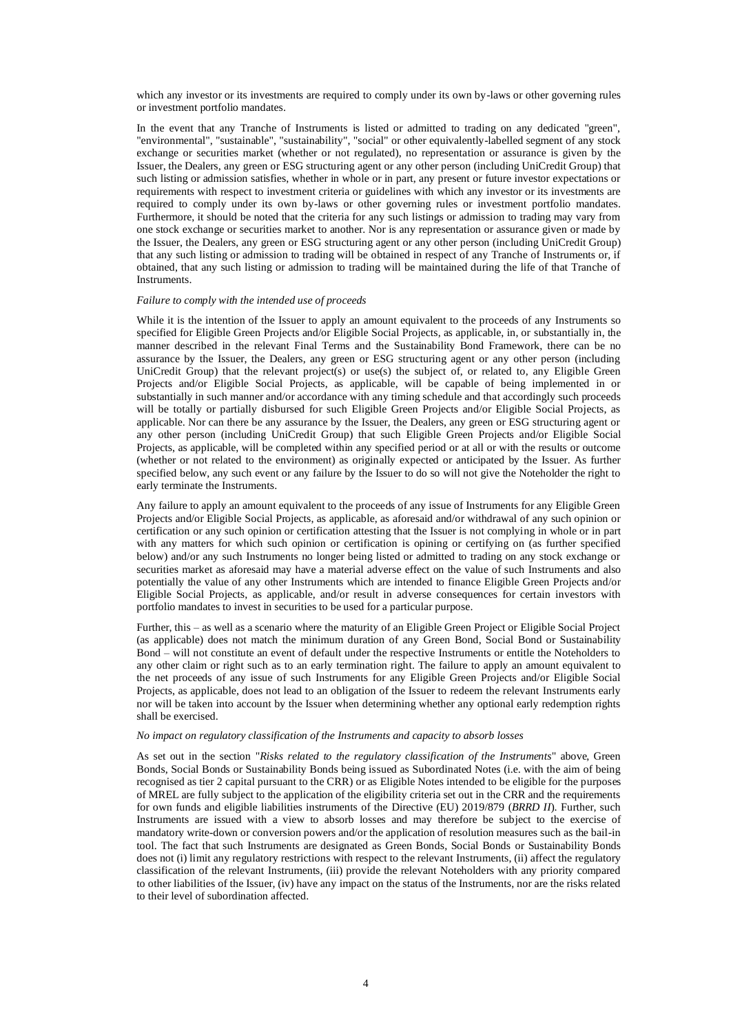which any investor or its investments are required to comply under its own by-laws or other governing rules or investment portfolio mandates.

In the event that any Tranche of Instruments is listed or admitted to trading on any dedicated "green", "environmental", "sustainable", "sustainability", "social" or other equivalently-labelled segment of any stock exchange or securities market (whether or not regulated), no representation or assurance is given by the Issuer, the Dealers, any green or ESG structuring agent or any other person (including UniCredit Group) that such listing or admission satisfies, whether in whole or in part, any present or future investor expectations or requirements with respect to investment criteria or guidelines with which any investor or its investments are required to comply under its own by-laws or other governing rules or investment portfolio mandates. Furthermore, it should be noted that the criteria for any such listings or admission to trading may vary from one stock exchange or securities market to another. Nor is any representation or assurance given or made by the Issuer, the Dealers, any green or ESG structuring agent or any other person (including UniCredit Group) that any such listing or admission to trading will be obtained in respect of any Tranche of Instruments or, if obtained, that any such listing or admission to trading will be maintained during the life of that Tranche of Instruments.

*Failure to comply with the intended use of proceeds*

While it is the intention of the Issuer to apply an amount equivalent to the proceeds of any Instruments so specified for Eligible Green Projects and/or Eligible Social Projects, as applicable, in, or substantially in, the manner described in the relevant Final Terms and the Sustainability Bond Framework, there can be no assurance by the Issuer, the Dealers, any green or ESG structuring agent or any other person (including UniCredit Group) that the relevant project(s) or use(s) the subject of, or related to, any Eligible Green Projects and/or Eligible Social Projects, as applicable, will be capable of being implemented in or substantially in such manner and/or accordance with any timing schedule and that accordingly such proceeds will be totally or partially disbursed for such Eligible Green Projects and/or Eligible Social Projects, as applicable. Nor can there be any assurance by the Issuer, the Dealers, any green or ESG structuring agent or any other person (including UniCredit Group) that such Eligible Green Projects and/or Eligible Social Projects, as applicable, will be completed within any specified period or at all or with the results or outcome (whether or not related to the environment) as originally expected or anticipated by the Issuer. As further specified below, any such event or any failure by the Issuer to do so will not give the Noteholder the right to early terminate the Instruments.

Any failure to apply an amount equivalent to the proceeds of any issue of Instruments for any Eligible Green Projects and/or Eligible Social Projects, as applicable, as aforesaid and/or withdrawal of any such opinion or certification or any such opinion or certification attesting that the Issuer is not complying in whole or in part with any matters for which such opinion or certification is opining or certifying on (as further specified below) and/or any such Instruments no longer being listed or admitted to trading on any stock exchange or securities market as aforesaid may have a material adverse effect on the value of such Instruments and also potentially the value of any other Instruments which are intended to finance Eligible Green Projects and/or Eligible Social Projects, as applicable, and/or result in adverse consequences for certain investors with portfolio mandates to invest in securities to be used for a particular purpose.

Further, this – as well as a scenario where the maturity of an Eligible Green Project or Eligible Social Project (as applicable) does not match the minimum duration of any Green Bond, Social Bond or Sustainability Bond – will not constitute an event of default under the respective Instruments or entitle the Noteholders to any other claim or right such as to an early termination right. The failure to apply an amount equivalent to the net proceeds of any issue of such Instruments for any Eligible Green Projects and/or Eligible Social Projects, as applicable, does not lead to an obligation of the Issuer to redeem the relevant Instruments early nor will be taken into account by the Issuer when determining whether any optional early redemption rights shall be exercised.

*No impact on regulatory classification of the Instruments and capacity to absorb losses*

As set out in the section "*Risks related to the regulatory classification of the Instruments*" above, Green Bonds, Social Bonds or Sustainability Bonds being issued as Subordinated Notes (i.e. with the aim of being recognised as tier 2 capital pursuant to the CRR) or as Eligible Notes intended to be eligible for the purposes of MREL are fully subject to the application of the eligibility criteria set out in the CRR and the requirements for own funds and eligible liabilities instruments of the Directive (EU) 2019/879 (*BRRD II*). Further, such Instruments are issued with a view to absorb losses and may therefore be subject to the exercise of mandatory write-down or conversion powers and/or the application of resolution measures such as the bail-in tool. The fact that such Instruments are designated as Green Bonds, Social Bonds or Sustainability Bonds does not (i) limit any regulatory restrictions with respect to the relevant Instruments, (ii) affect the regulatory classification of the relevant Instruments, (iii) provide the relevant Noteholders with any priority compared to other liabilities of the Issuer, (iv) have any impact on the status of the Instruments, nor are the risks related to their level of subordination affected.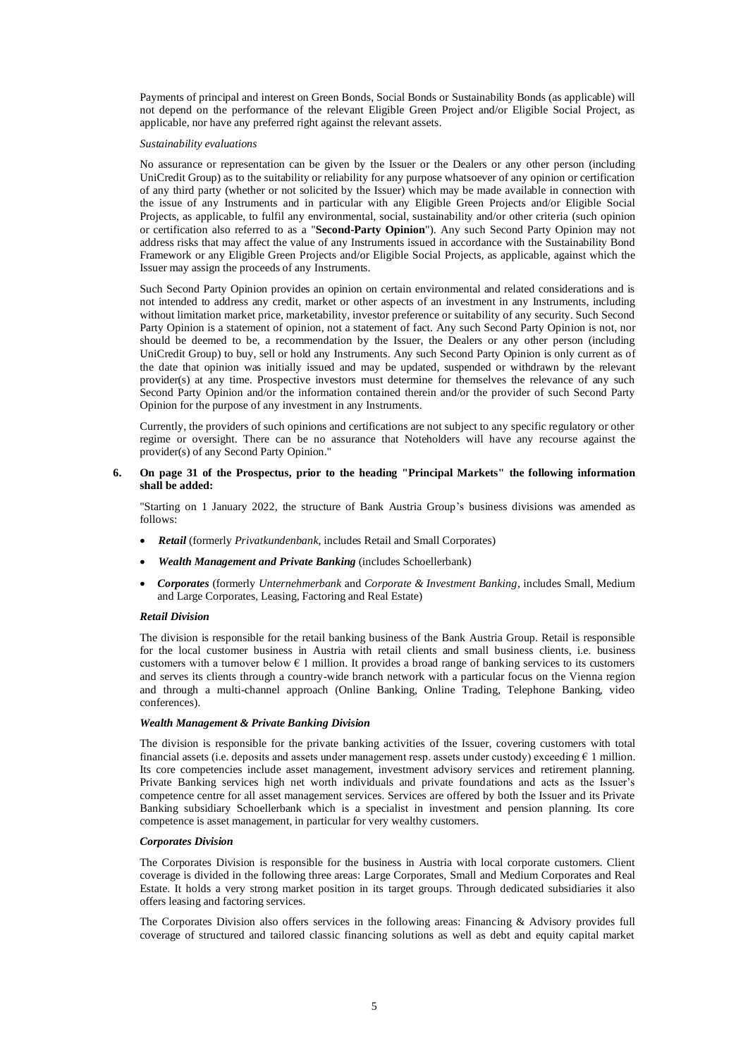Payments of principal and interest on Green Bonds, Social Bonds or Sustainability Bonds (as applicable) will not depend on the performance of the relevant Eligible Green Project and/or Eligible Social Project, as applicable, nor have any preferred right against the relevant assets.

*Sustainability evaluations*

No assurance or representation can be given by the Issuer or the Dealers or any other person (including UniCredit Group) as to the suitability or reliability for any purpose whatsoever of any opinion or certification of any third party (whether or not solicited by the Issuer) which may be made available in connection with the issue of any Instruments and in particular with any Eligible Green Projects and/or Eligible Social Projects, as applicable, to fulfil any environmental, social, sustainability and/or other criteria (such opinion or certification also referred to as a "**Second-Party Opinion**"). Any such Second Party Opinion may not address risks that may affect the value of any Instruments issued in accordance with the Sustainability Bond Framework or any Eligible Green Projects and/or Eligible Social Projects, as applicable, against which the Issuer may assign the proceeds of any Instruments.

Such Second Party Opinion provides an opinion on certain environmental and related considerations and is not intended to address any credit, market or other aspects of an investment in any Instruments, including without limitation market price, marketability, investor preference or suitability of any security. Such Second Party Opinion is a statement of opinion, not a statement of fact. Any such Second Party Opinion is not, nor should be deemed to be, a recommendation by the Issuer, the Dealers or any other person (including UniCredit Group) to buy, sell or hold any Instruments. Any such Second Party Opinion is only current as of the date that opinion was initially issued and may be updated, suspended or withdrawn by the relevant provider(s) at any time. Prospective investors must determine for themselves the relevance of any such Second Party Opinion and/or the information contained therein and/or the provider of such Second Party Opinion for the purpose of any investment in any Instruments.

Currently, the providers of such opinions and certifications are not subject to any specific regulatory or other regime or oversight. There can be no assurance that Noteholders will have any recourse against the provider(s) of any Second Party Opinion."

**6. On page 31 of the Prospectus, prior to the heading "Principal Markets" the following information shall be added:**

"Starting on 1 January 2022, the structure of Bank Austria Group's business divisions was amended as follows:

- ***Retail*** (formerly *Privatkundenbank*, includes Retail and Small Corporates)
- ***Wealth Management and Private Banking*** (includes Schoellerbank)
- ***Corporates*** (formerly *Unternehmerbank* and *Corporate & Investment Banking*, includes Small, Medium and Large Corporates, Leasing, Factoring and Real Estate)

***Retail Division***

The division is responsible for the retail banking business of the Bank Austria Group. Retail is responsible for the local customer business in Austria with retail clients and small business clients, i.e. business customers with a turnover below € 1 million. It provides a broad range of banking services to its customers and serves its clients through a country-wide branch network with a particular focus on the Vienna region and through a multi-channel approach (Online Banking, Online Trading, Telephone Banking, video conferences).

***Wealth Management & Private Banking Division***

The division is responsible for the private banking activities of the Issuer, covering customers with total financial assets (i.e. deposits and assets under management resp. assets under custody) exceeding € 1 million. Its core competencies include asset management, investment advisory services and retirement planning. Private Banking services high net worth individuals and private foundations and acts as the Issuer's competence centre for all asset management services. Services are offered by both the Issuer and its Private Banking subsidiary Schoellerbank which is a specialist in investment and pension planning. Its core competence is asset management, in particular for very wealthy customers.

***Corporates Division***

The Corporates Division is responsible for the business in Austria with local corporate customers. Client coverage is divided in the following three areas: Large Corporates, Small and Medium Corporates and Real Estate. It holds a very strong market position in its target groups. Through dedicated subsidiaries it also offers leasing and factoring services.

The Corporates Division also offers services in the following areas: Financing & Advisory provides full coverage of structured and tailored classic financing solutions as well as debt and equity capital market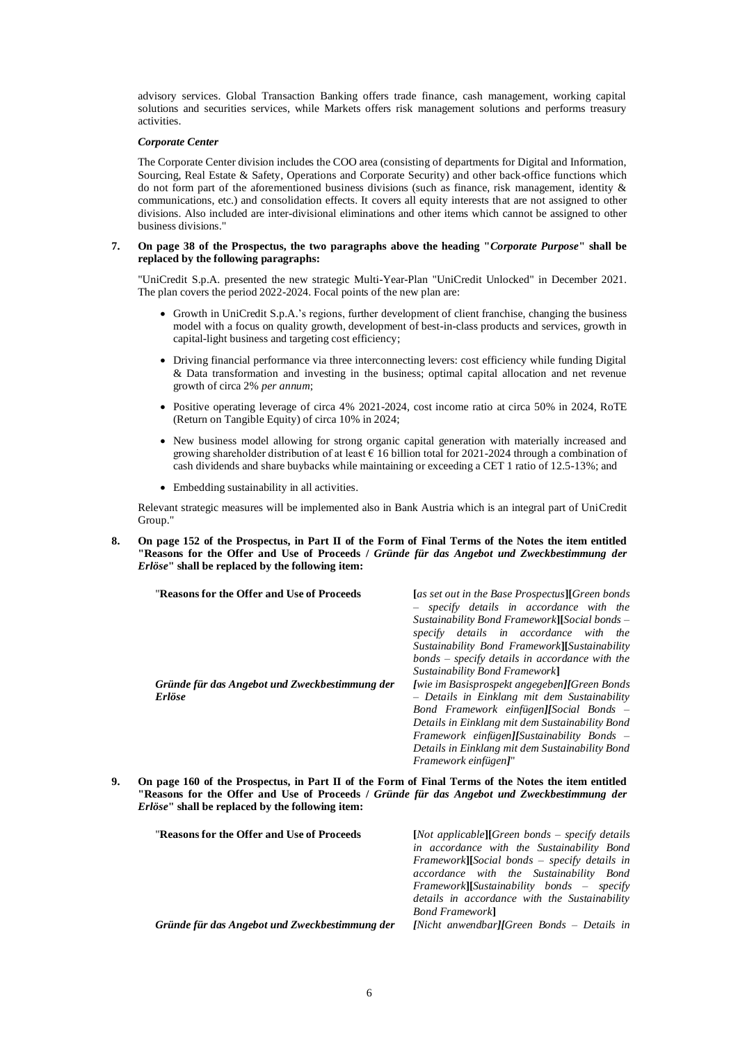advisory services. Global Transaction Banking offers trade finance, cash management, working capital solutions and securities services, while Markets offers risk management solutions and performs treasury activities.

***Corporate Center***

The Corporate Center division includes the COO area (consisting of departments for Digital and Information, Sourcing, Real Estate & Safety, Operations and Corporate Security) and other back-office functions which do not form part of the aforementioned business divisions (such as finance, risk management, identity & communications, etc.) and consolidation effects. It covers all equity interests that are not assigned to other divisions. Also included are inter-divisional eliminations and other items which cannot be assigned to other business divisions."

**7. On page 38 of the Prospectus, the two paragraphs above the heading "*Corporate Purpose*" shall be replaced by the following paragraphs:**

"UniCredit S.p.A. presented the new strategic Multi-Year-Plan "UniCredit Unlocked" in December 2021. The plan covers the period 2022-2024. Focal points of the new plan are:

- Growth in UniCredit S.p.A.'s regions, further development of client franchise, changing the business model with a focus on quality growth, development of best-in-class products and services, growth in capital-light business and targeting cost efficiency;
- Driving financial performance via three interconnecting levers: cost efficiency while funding Digital & Data transformation and investing in the business; optimal capital allocation and net revenue growth of circa 2% *per annum*;
- Positive operating leverage of circa 4% 2021-2024, cost income ratio at circa 50% in 2024, RoTE (Return on Tangible Equity) of circa 10% in 2024;
- New business model allowing for strong organic capital generation with materially increased and growing shareholder distribution of at least € 16 billion total for 2021-2024 through a combination of cash dividends and share buybacks while maintaining or exceeding a CET 1 ratio of 12.5-13%; and
- Embedding sustainability in all activities.

Relevant strategic measures will be implemented also in Bank Austria which is an integral part of UniCredit Group."

**8. On page 152 of the Prospectus, in Part II of the Form of Final Terms of the Notes the item entitled "Reasons for the Offer and Use of Proceeds / *Gründe für das Angebot und Zweckbestimmung der Erlöse*" shall be replaced by the following item:**

| | |
|---|---|
| "**Reasons for the Offer and Use of Proceeds** | **[***as set out in the Base Prospectus***][***Green bonds – specify details in accordance with the Sustainability Bond Framework***][***Social bonds – specify details in accordance with the Sustainability Bond Framework***][***Sustainability bonds – specify details in accordance with the Sustainability Bond Framework***]** |
| ***Gründe für das Angebot und Zweckbestimmung der Erlöse*** | ***[****wie im Basisprospekt angegeben****][****Green Bonds – Details in Einklang mit dem Sustainability Bond Framework einfügen****][****Social Bonds – Details in Einklang mit dem Sustainability Bond Framework einfügen****][****Sustainability Bonds – Details in Einklang mit dem Sustainability Bond Framework einfügen****]***" |

**9. On page 160 of the Prospectus, in Part II of the Form of Final Terms of the Notes the item entitled "Reasons for the Offer and Use of Proceeds / *Gründe für das Angebot und Zweckbestimmung der Erlöse*" shall be replaced by the following item:**

| | |
|---|---|
| "**Reasons for the Offer and Use of Proceeds** | **[***Not applicable***][***Green bonds – specify details in accordance with the Sustainability Bond Framework***][***Social bonds – specify details in accordance with the Sustainability Bond Framework***][***Sustainability bonds – specify details in accordance with the Sustainability Bond Framework***]** |
| ***Gründe für das Angebot und Zweckbestimmung der*** | ***[****Nicht anwendbar****][****Green Bonds – Details in*** |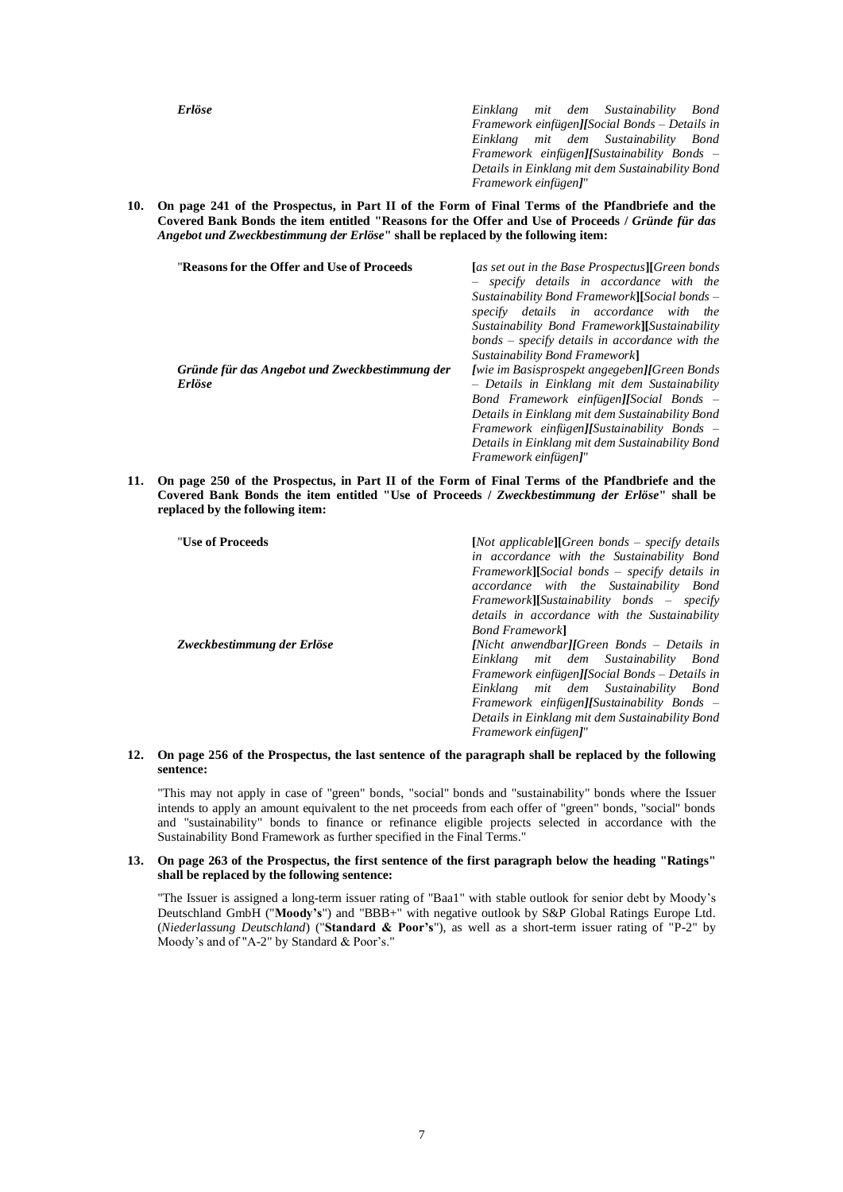| | |
|---|---|
| ***Erlöse*** | *Einklang mit dem Sustainability Bond Framework einfügen][Social Bonds – Details in Einklang mit dem Sustainability Bond Framework einfügen][Sustainability Bonds – Details in Einklang mit dem Sustainability Bond Framework einfügen]*" |

**10. On page 241 of the Prospectus, in Part II of the Form of Final Terms of the Pfandbriefe and the Covered Bank Bonds the item entitled "Reasons for the Offer and Use of Proceeds / *Gründe für das Angebot und Zweckbestimmung der Erlöse*" shall be replaced by the following item:**

| | |
|---|---|
| "**Reasons for the Offer and Use of Proceeds** | **[***as set out in the Base Prospectus***][***Green bonds – specify details in accordance with the Sustainability Bond Framework***][***Social bonds – specify details in accordance with the Sustainability Bond Framework***][***Sustainability bonds – specify details in accordance with the Sustainability Bond Framework***]** |
| ***Gründe für das Angebot und Zweckbestimmung der Erlöse*** | *[wie im Basisprospekt angegeben][Green Bonds – Details in Einklang mit dem Sustainability Bond Framework einfügen][Social Bonds – Details in Einklang mit dem Sustainability Bond Framework einfügen][Sustainability Bonds – Details in Einklang mit dem Sustainability Bond Framework einfügen]*" |

**11. On page 250 of the Prospectus, in Part II of the Form of Final Terms of the Pfandbriefe and the Covered Bank Bonds the item entitled "Use of Proceeds / *Zweckbestimmung der Erlöse*" shall be replaced by the following item:**

| | |
|---|---|
| "**Use of Proceeds** | **[***Not applicable***][***Green bonds – specify details in accordance with the Sustainability Bond Framework***][***Social bonds – specify details in accordance with the Sustainability Bond Framework***][***Sustainability bonds – specify details in accordance with the Sustainability Bond Framework***]** |
| ***Zweckbestimmung der Erlöse*** | *[Nicht anwendbar][Green Bonds – Details in Einklang mit dem Sustainability Bond Framework einfügen][Social Bonds – Details in Einklang mit dem Sustainability Bond Framework einfügen][Sustainability Bonds – Details in Einklang mit dem Sustainability Bond Framework einfügen]*" |

**12. On page 256 of the Prospectus, the last sentence of the paragraph shall be replaced by the following sentence:**

"This may not apply in case of "green" bonds, "social" bonds and "sustainability" bonds where the Issuer intends to apply an amount equivalent to the net proceeds from each offer of "green" bonds, "social" bonds and "sustainability" bonds to finance or refinance eligible projects selected in accordance with the Sustainability Bond Framework as further specified in the Final Terms."

**13. On page 263 of the Prospectus, the first sentence of the first paragraph below the heading "Ratings" shall be replaced by the following sentence:**

"The Issuer is assigned a long-term issuer rating of "Baa1" with stable outlook for senior debt by Moody's Deutschland GmbH ("**Moody's**") and "BBB+" with negative outlook by S&P Global Ratings Europe Ltd. (*Niederlassung Deutschland*) ("**Standard & Poor's**"), as well as a short-term issuer rating of "P-2" by Moody's and of "A-2" by Standard & Poor's."